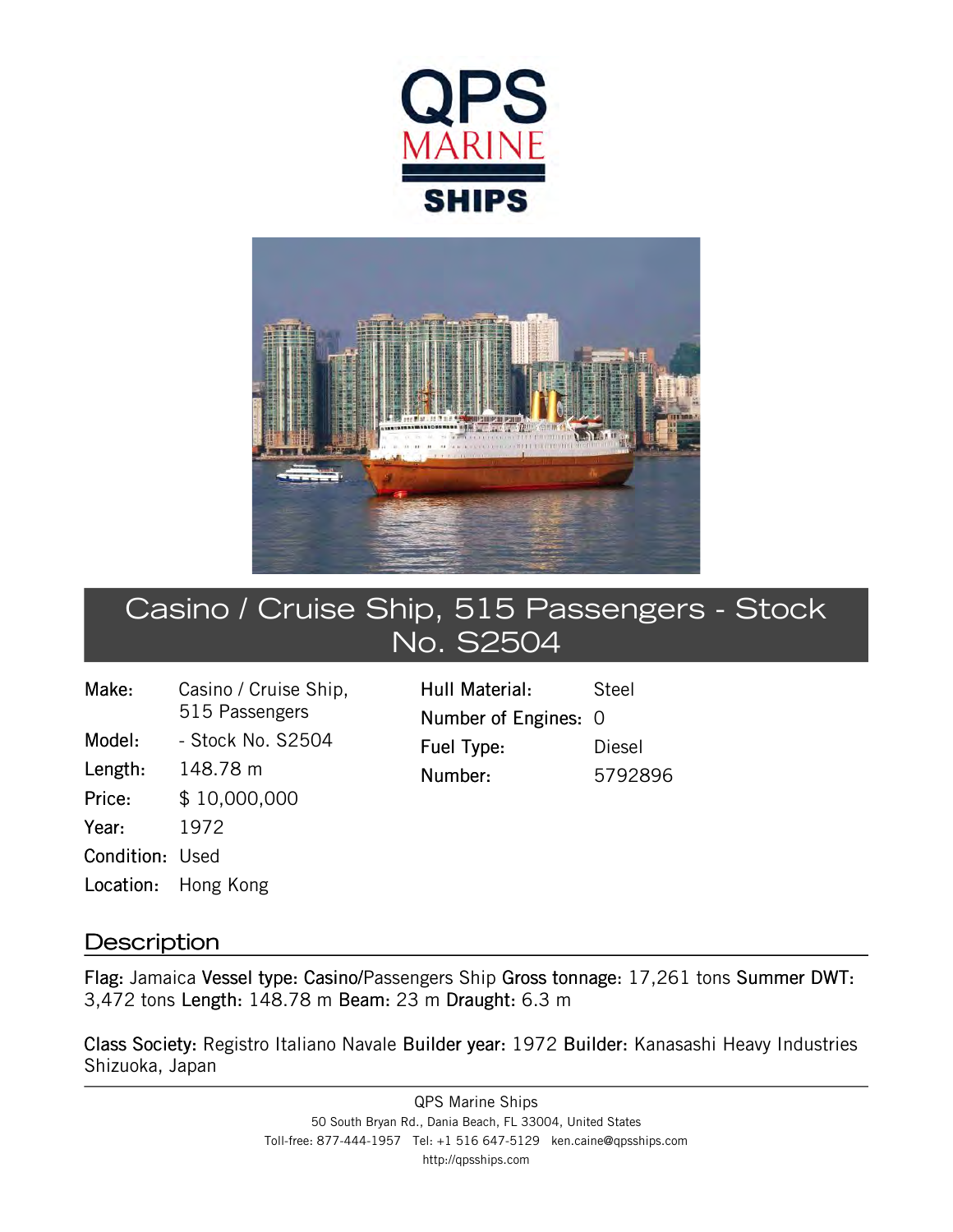# Casino / Cruise Ship, 515 Passengers - Stock No. S2504

| | |
|---|---|
| **Make:** | Casino / Cruise Ship, 515 Passengers |
| **Model:** | - Stock No. S2504 |
| **Length:** | 148.78 m |
| **Price:** | $ 10,000,000 |
| **Year:** | 1972 |
| **Condition:** | Used |
| **Location:** | Hong Kong |
| **Hull Material:** | Steel |
| **Number of Engines:** | 0 |
| **Fuel Type:** | Diesel |
| **Number:** | 5792896 |

## Description

**Flag:** Jamaica **Vessel type: Casino/**Passengers Ship **Gross tonnage:** 17,261 tons **Summer DWT:** 3,472 tons **Length:** 148.78 m **Beam:** 23 m **Draught:** 6.3 m

**Class Society:** Registro Italiano Navale **Builder year:** 1972 **Builder:** Kanasashi Heavy Industries Shizuoka, Japan

QPS Marine Ships
50 South Bryan Rd., Dania Beach, FL 33004, United States
Toll-free: 877-444-1957 Tel: +1 516 647-5129 ken.caine@qpsships.com
http://qpsships.com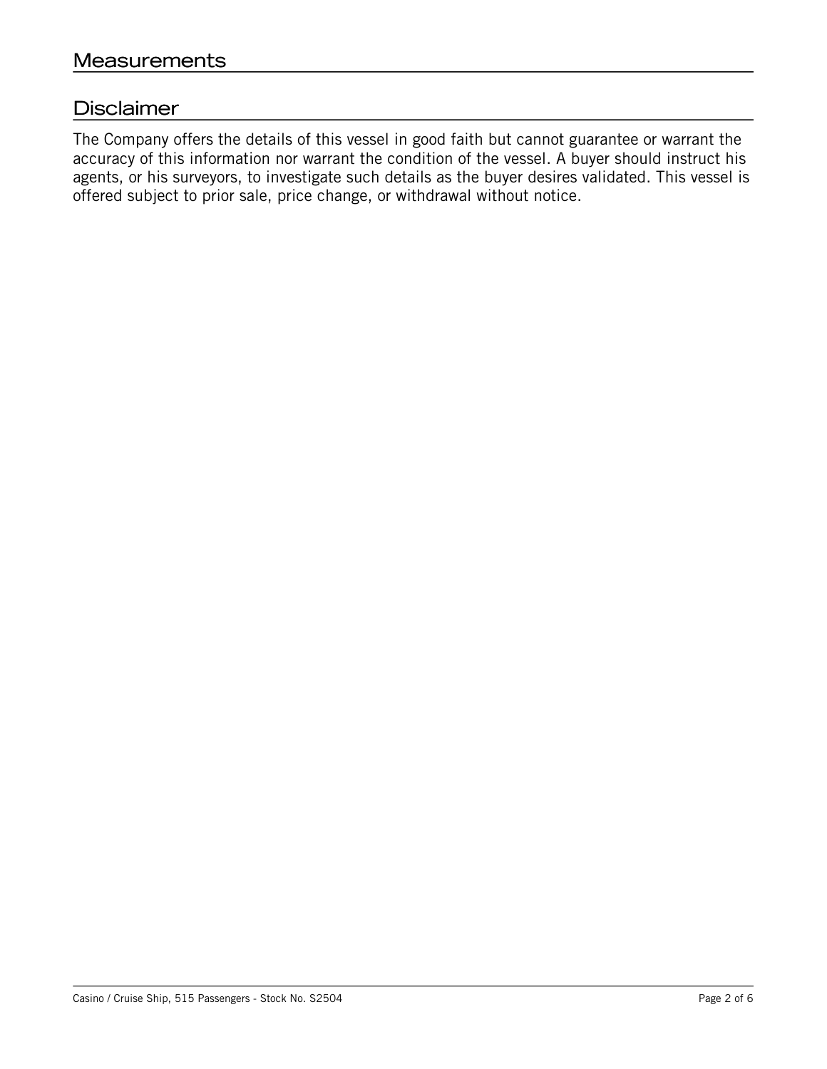## Measurements

## Disclaimer

The Company offers the details of this vessel in good faith but cannot guarantee or warrant the accuracy of this information nor warrant the condition of the vessel. A buyer should instruct his agents, or his surveyors, to investigate such details as the buyer desires validated. This vessel is offered subject to prior sale, price change, or withdrawal without notice.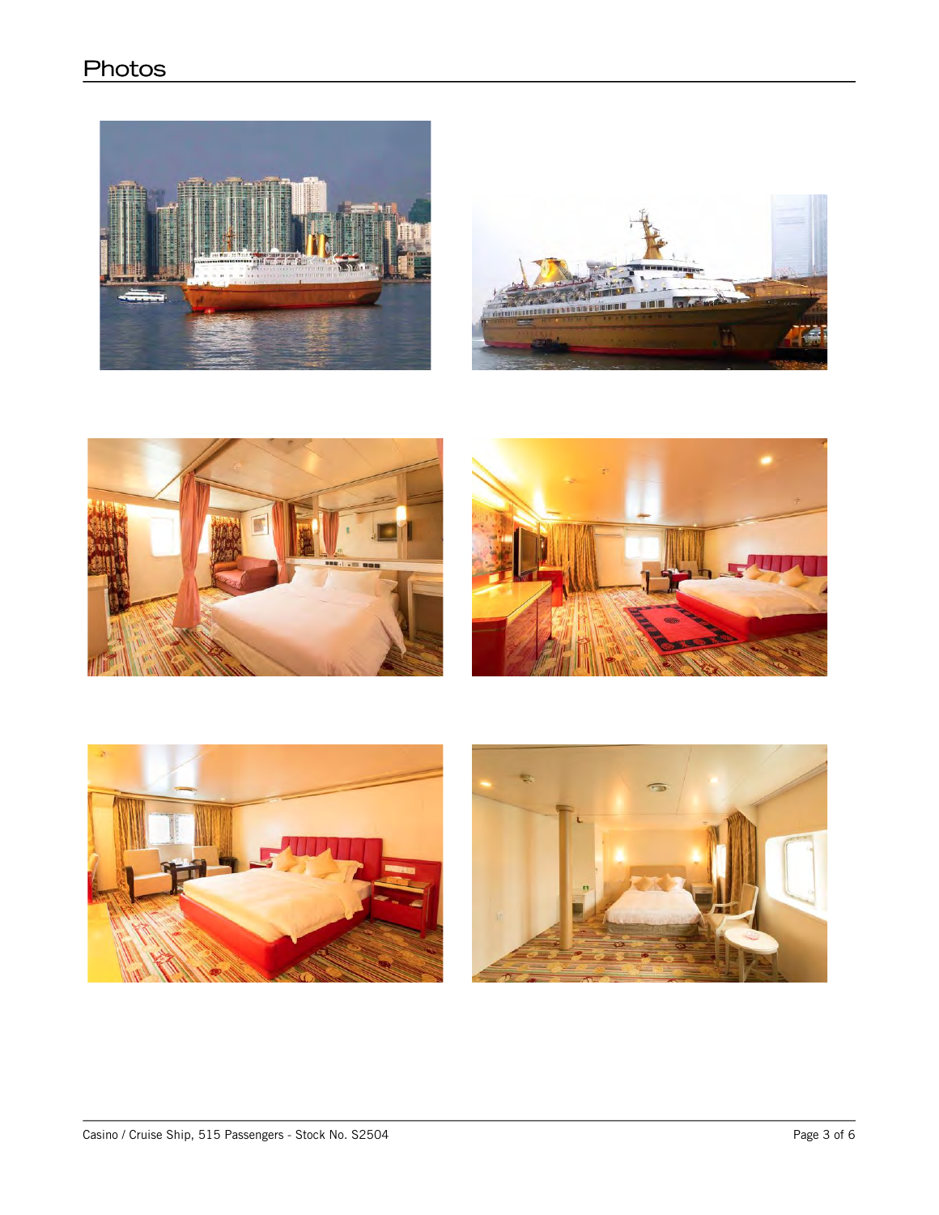## Photos